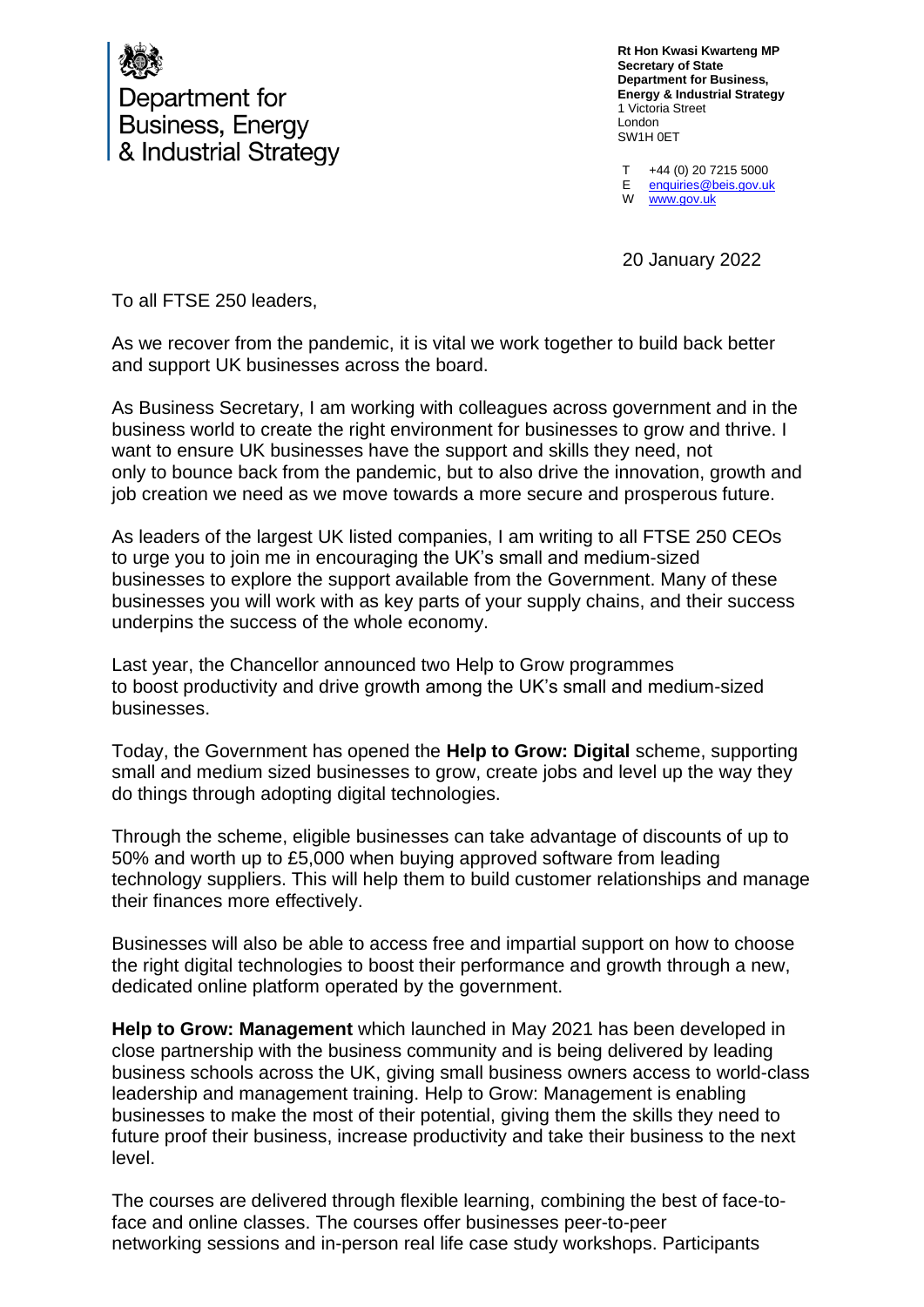Department for Business, Energy & Industrial Strategy

**Rt Hon Kwasi Kwarteng MP**
**Secretary of State**
**Department for Business, Energy & Industrial Strategy**
1 Victoria Street
London
SW1H 0ET

T +44 (0) 20 7215 5000
E enquiries@beis.gov.uk
W www.gov.uk

20 January 2022

To all FTSE 250 leaders,

As we recover from the pandemic, it is vital we work together to build back better and support UK businesses across the board.

As Business Secretary, I am working with colleagues across government and in the business world to create the right environment for businesses to grow and thrive. I want to ensure UK businesses have the support and skills they need, not only to bounce back from the pandemic, but to also drive the innovation, growth and job creation we need as we move towards a more secure and prosperous future.

As leaders of the largest UK listed companies, I am writing to all FTSE 250 CEOs to urge you to join me in encouraging the UK's small and medium-sized businesses to explore the support available from the Government. Many of these businesses you will work with as key parts of your supply chains, and their success underpins the success of the whole economy.

Last year, the Chancellor announced two Help to Grow programmes to boost productivity and drive growth among the UK's small and medium-sized businesses.

Today, the Government has opened the **Help to Grow: Digital** scheme, supporting small and medium sized businesses to grow, create jobs and level up the way they do things through adopting digital technologies.

Through the scheme, eligible businesses can take advantage of discounts of up to 50% and worth up to £5,000 when buying approved software from leading technology suppliers. This will help them to build customer relationships and manage their finances more effectively.

Businesses will also be able to access free and impartial support on how to choose the right digital technologies to boost their performance and growth through a new, dedicated online platform operated by the government.

**Help to Grow: Management** which launched in May 2021 has been developed in close partnership with the business community and is being delivered by leading business schools across the UK, giving small business owners access to world-class leadership and management training. Help to Grow: Management is enabling businesses to make the most of their potential, giving them the skills they need to future proof their business, increase productivity and take their business to the next level.

The courses are delivered through flexible learning, combining the best of face-to-face and online classes. The courses offer businesses peer-to-peer networking sessions and in-person real life case study workshops. Participants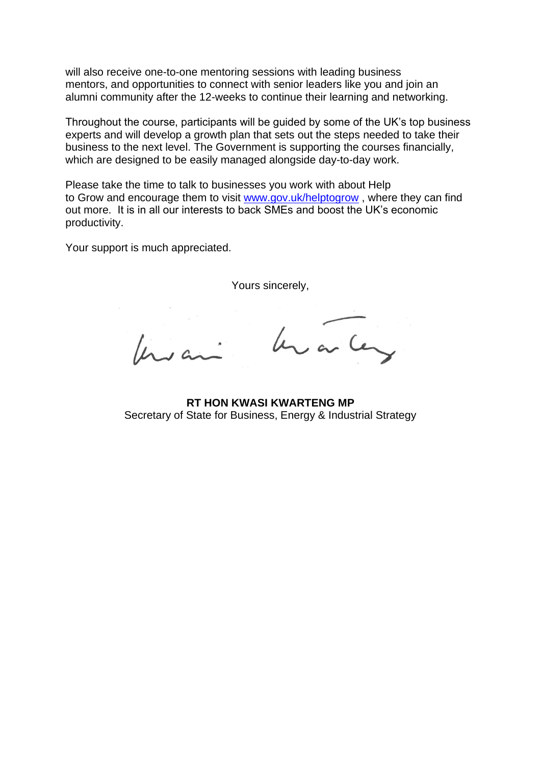will also receive one-to-one mentoring sessions with leading business mentors, and opportunities to connect with senior leaders like you and join an alumni community after the 12-weeks to continue their learning and networking.

Throughout the course, participants will be guided by some of the UK's top business experts and will develop a growth plan that sets out the steps needed to take their business to the next level. The Government is supporting the courses financially, which are designed to be easily managed alongside day-to-day work.

Please take the time to talk to businesses you work with about Help to Grow and encourage them to visit [www.gov.uk/helptogrow](http://www.gov.uk/helptogrow) , where they can find out more. It is in all our interests to back SMEs and boost the UK's economic productivity.

Your support is much appreciated.

Yours sincerely,

**RT HON KWASI KWARTENG MP**
Secretary of State for Business, Energy & Industrial Strategy